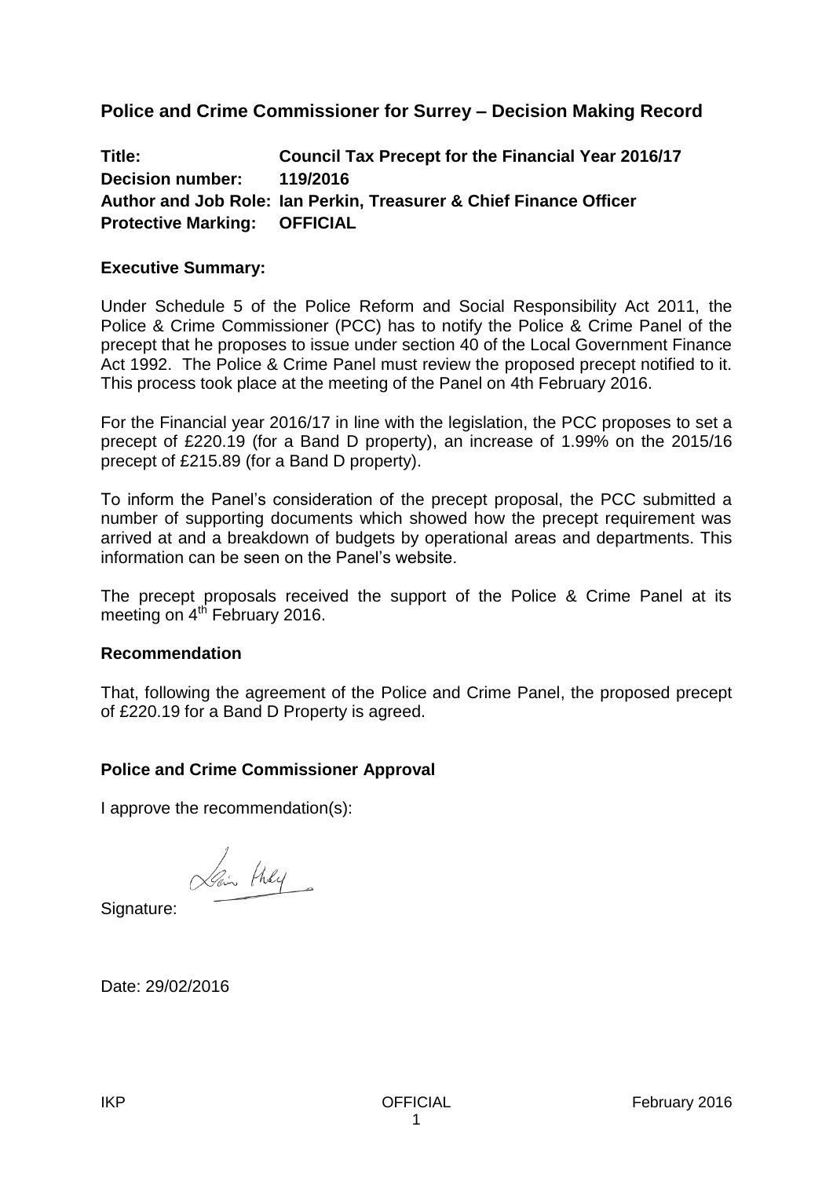## Police and Crime Commissioner for Surrey – Decision Making Record

**Title:** Council Tax Precept for the Financial Year 2016/17
**Decision number:** 119/2016
**Author and Job Role:** Ian Perkin, Treasurer & Chief Finance Officer
**Protective Marking:** OFFICIAL

### Executive Summary:

Under Schedule 5 of the Police Reform and Social Responsibility Act 2011, the Police & Crime Commissioner (PCC) has to notify the Police & Crime Panel of the precept that he proposes to issue under section 40 of the Local Government Finance Act 1992. The Police & Crime Panel must review the proposed precept notified to it. This process took place at the meeting of the Panel on 4th February 2016.

For the Financial year 2016/17 in line with the legislation, the PCC proposes to set a precept of £220.19 (for a Band D property), an increase of 1.99% on the 2015/16 precept of £215.89 (for a Band D property).

To inform the Panel's consideration of the precept proposal, the PCC submitted a number of supporting documents which showed how the precept requirement was arrived at and a breakdown of budgets by operational areas and departments. This information can be seen on the Panel's website.

The precept proposals received the support of the Police & Crime Panel at its meeting on 4th February 2016.

### Recommendation

That, following the agreement of the Police and Crime Panel, the proposed precept of £220.19 for a Band D Property is agreed.

### Police and Crime Commissioner Approval

I approve the recommendation(s):

Signature:

Date: 29/02/2016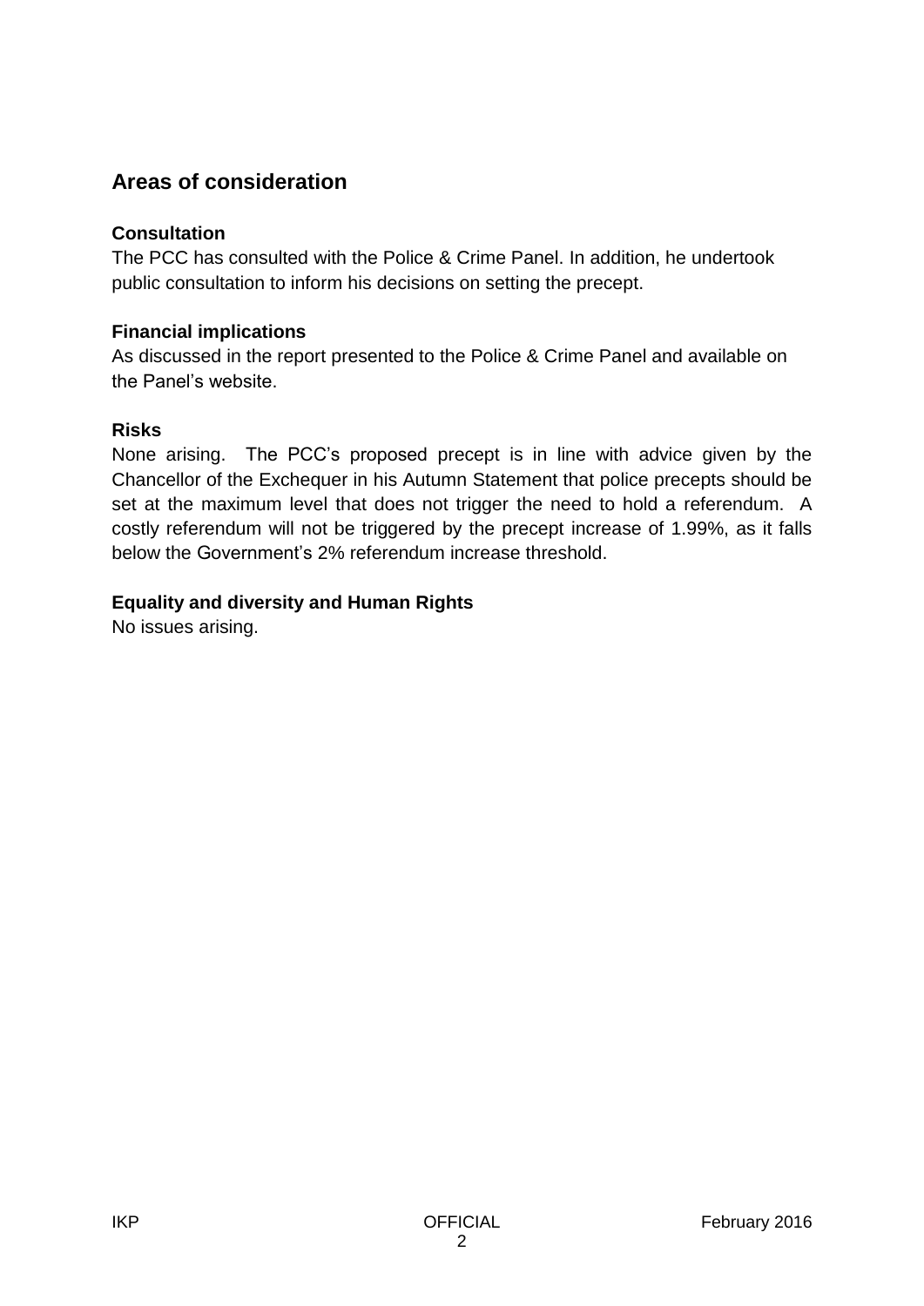## Areas of consideration

### Consultation

The PCC has consulted with the Police & Crime Panel. In addition, he undertook public consultation to inform his decisions on setting the precept.

### Financial implications

As discussed in the report presented to the Police & Crime Panel and available on the Panel's website.

### Risks

None arising. The PCC's proposed precept is in line with advice given by the Chancellor of the Exchequer in his Autumn Statement that police precepts should be set at the maximum level that does not trigger the need to hold a referendum. A costly referendum will not be triggered by the precept increase of 1.99%, as it falls below the Government's 2% referendum increase threshold.

### Equality and diversity and Human Rights

No issues arising.